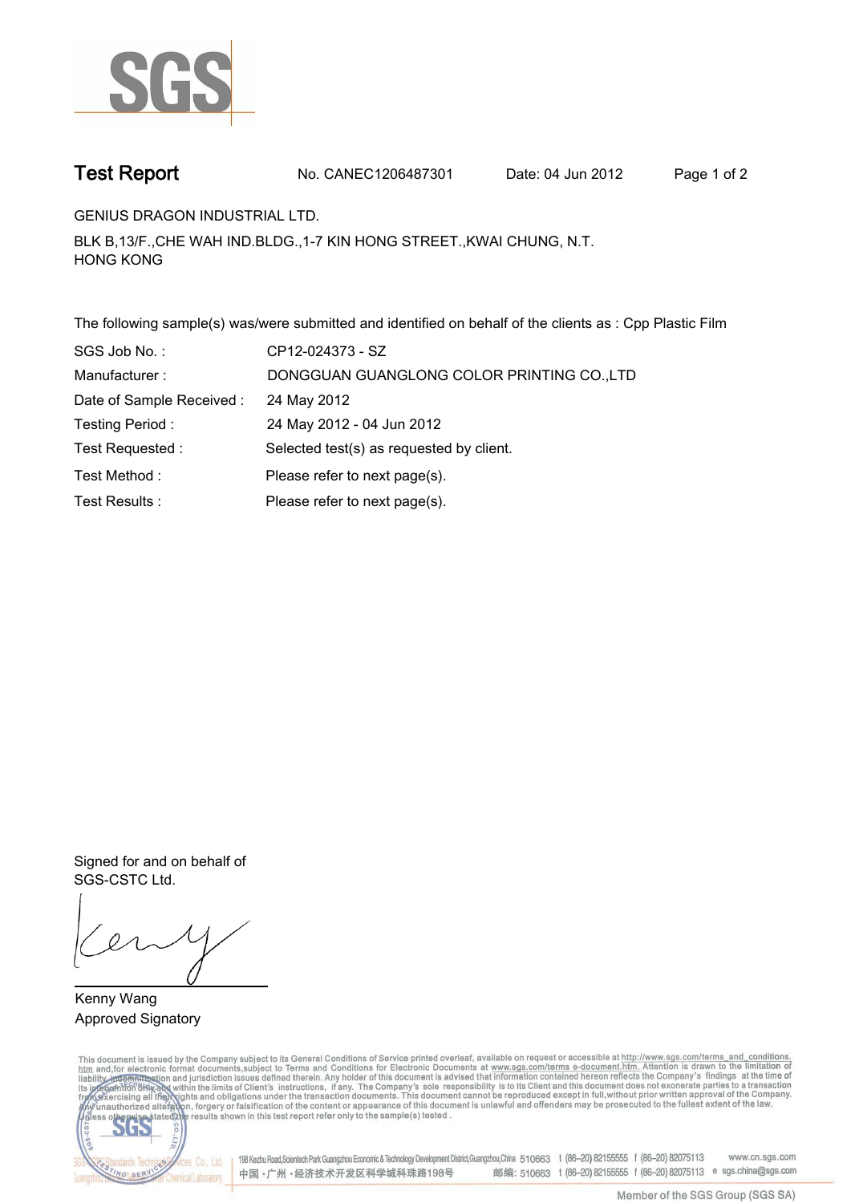# Test Report

No. CANEC1206487301 Date: 04 Jun 2012

GENIUS DRAGON INDUSTRIAL LTD.

BLK B,13/F.,CHE WAH IND.BLDG.,1-7 KIN HONG STREET.,KWAI CHUNG, N.T.
HONG KONG

The following sample(s) was/were submitted and identified on behalf of the clients as : Cpp Plastic Film

| | |
|---|---|
| SGS Job No. : | CP12-024373 - SZ |
| Manufacturer : | DONGGUAN GUANGLONG COLOR PRINTING CO.,LTD |
| Date of Sample Received : | 24 May 2012 |
| Testing Period : | 24 May 2012 - 04 Jun 2012 |
| Test Requested : | Selected test(s) as requested by client. |
| Test Method : | Please refer to next page(s). |
| Test Results : | Please refer to next page(s). |

Signed for and on behalf of
SGS-CSTC Ltd.

Kenny Wang
Approved Signatory

This document is issued by the Company subject to its General Conditions of Service printed overleaf, available on request or accessible at http://www.sgs.com/terms_and_conditions.htm and,for electronic format documents,subject to Terms and Conditions for Electronic Documents at www.sgs.com/terms_e-document.htm. Attention is drawn to the limitation of liability, indemnification and jurisdiction issues defined therein. Any holder of this document is advised that information contained hereon reflects the Company's findings at the time of its intervention only and within the limits of Client's instructions, if any. The Company's sole responsibility is to its Client and this document does not exonerate parties to a transaction from exercising all their rights and obligations under the transaction documents. This document cannot be reproduced except in full,without prior written approval of the Company. Any unauthorized alteration, forgery or falsification of the content or appearance of this document is unlawful and offenders may be prosecuted to the fullest extent of the law. Unless otherwise stated the results shown in this test report refer only to the sample(s) tested .

198 Kezhu Road,Scientech Park Guangzhou Economic & Technology Development District,Guangzhou,China 510663 t (86-20) 82155555 f (86-20) 82075113 www.cn.sgs.com
中国 · 广州 · 经济技术开发区科学城科珠路198号 邮编: 510663 t (86-20) 82155555 f (86-20) 82075113 e sgs.china@sgs.com

Member of the SGS Group (SGS SA)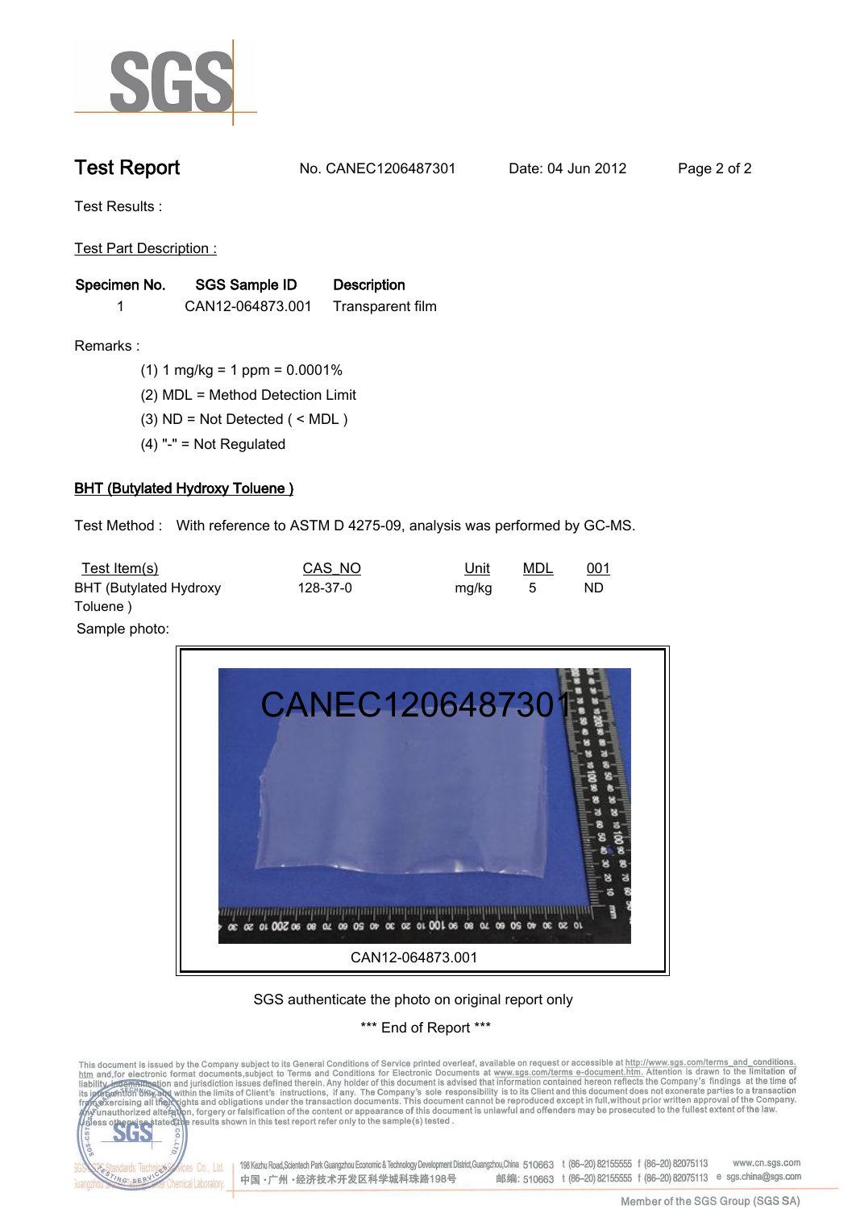# Test Report

No. CANEC1206487301　　Date: 04 Jun 2012

Test Results :

Test Part Description :

| Specimen No. | SGS Sample ID | Description |
|---|---|---|
| 1 | CAN12-064873.001 | Transparent film |

Remarks :

(1) 1 mg/kg = 1 ppm = 0.0001%

(2) MDL = Method Detection Limit

(3) ND = Not Detected ( < MDL )

(4) "-" = Not Regulated

## BHT (Butylated Hydroxy Toluene )

Test Method : With reference to ASTM D 4275-09, analysis was performed by GC-MS.

| Test Item(s) | CAS_NO | Unit | MDL | 001 |
|---|---|---|---|---|
| BHT (Butylated Hydroxy Toluene ) | 128-37-0 | mg/kg | 5 | ND |

Sample photo:

CANEC1206487301

CAN12-064873.001

SGS authenticate the photo on original report only

*** End of Report ***

This document is issued by the Company subject to its General Conditions of Service printed overleaf, available on request or accessible at http://www.sgs.com/terms_and_conditions.htm and,for electronic format documents,subject to Terms and Conditions for Electronic Documents at www.sgs.com/terms_e-document.htm. Attention is drawn to the limitation of liability, indemnification and jurisdiction issues defined therein. Any holder of this document is advised that information contained hereon reflects the Company's findings at the time of its intervention only and within the limits of Client's instructions, if any. The Company's sole responsibility is to its Client and this document does not exonerate parties to a transaction from exercising all their rights and obligations under the transaction documents. This document cannot be reproduced except in full,without prior written approval of the Company. Any unauthorized alteration, forgery or falsification of the content or appearance of this document is unlawful and offenders may be prosecuted to the fullest extent of the law. Unless otherwise stated the results shown in this test report refer only to the sample(s) tested .

SGS-CSTC Standards Technical Services Co., Ltd. Guangzhou Branch Polymer Chemical Laboratory

198 Kezhu Road,Scientech Park Guangzhou Economic & Technology Development District,Guangzhou,China 510663 t (86–20) 82155555 f (86–20) 82075113 www.cn.sgs.com

中国・广州・经济技术开发区科学城科珠路198号 邮编: 510663 t (86–20) 82155555 f (86–20) 82075113 e sgs.china@sgs.com

Member of the SGS Group (SGS SA)